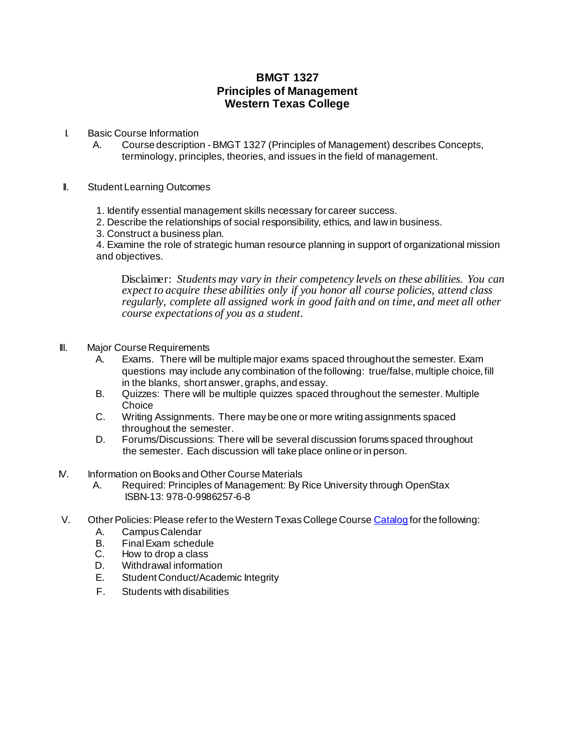# BMGT 1327
# Principles of Management
# Western Texas College

I. Basic Course Information
   A. Course description - BMGT 1327 (Principles of Management) describes Concepts, terminology, principles, theories, and issues in the field of management.

II. Student Learning Outcomes

   1. Identify essential management skills necessary for career success.
   2. Describe the relationships of social responsibility, ethics, and law in business.
   3. Construct a business plan.
   4. Examine the role of strategic human resource planning in support of organizational mission and objectives.

   Disclaimer: *Students may vary in their competency levels on these abilities. You can expect to acquire these abilities only if you honor all course policies, attend class regularly, complete all assigned work in good faith and on time, and meet all other course expectations of you as a student.*

III. Major Course Requirements
   A. Exams. There will be multiple major exams spaced throughout the semester. Exam questions may include any combination of the following: true/false, multiple choice, fill in the blanks, short answer, graphs, and essay.
   B. Quizzes: There will be multiple quizzes spaced throughout the semester. Multiple Choice
   C. Writing Assignments. There may be one or more writing assignments spaced throughout the semester.
   D. Forums/Discussions: There will be several discussion forums spaced throughout the semester. Each discussion will take place online or in person.

IV. Information on Books and Other Course Materials
   A. Required: Principles of Management: By Rice University through OpenStax ISBN-13: 978-0-9986257-6-8

V. Other Policies: Please refer to the Western Texas College Course Catalog for the following:
   A. Campus Calendar
   B. Final Exam schedule
   C. How to drop a class
   D. Withdrawal information
   E. Student Conduct/Academic Integrity
   F. Students with disabilities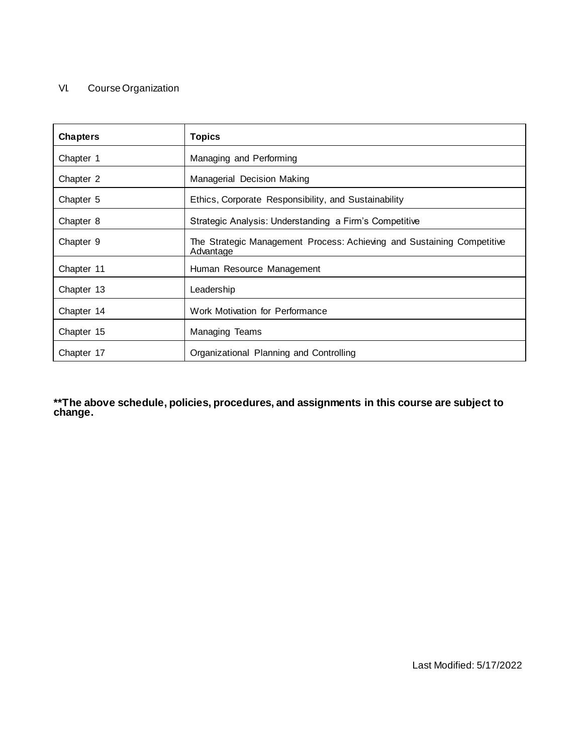## VI. Course Organization

| Chapters | Topics |
| --- | --- |
| Chapter 1 | Managing and Performing |
| Chapter 2 | Managerial Decision Making |
| Chapter 5 | Ethics, Corporate Responsibility, and Sustainability |
| Chapter 8 | Strategic Analysis: Understanding a Firm's Competitive |
| Chapter 9 | The Strategic Management Process: Achieving and Sustaining Competitive Advantage |
| Chapter 11 | Human Resource Management |
| Chapter 13 | Leadership |
| Chapter 14 | Work Motivation for Performance |
| Chapter 15 | Managing Teams |
| Chapter 17 | Organizational Planning and Controlling |

****The above schedule, policies, procedures, and assignments in this course are subject to change.**

Last Modified: 5/17/2022